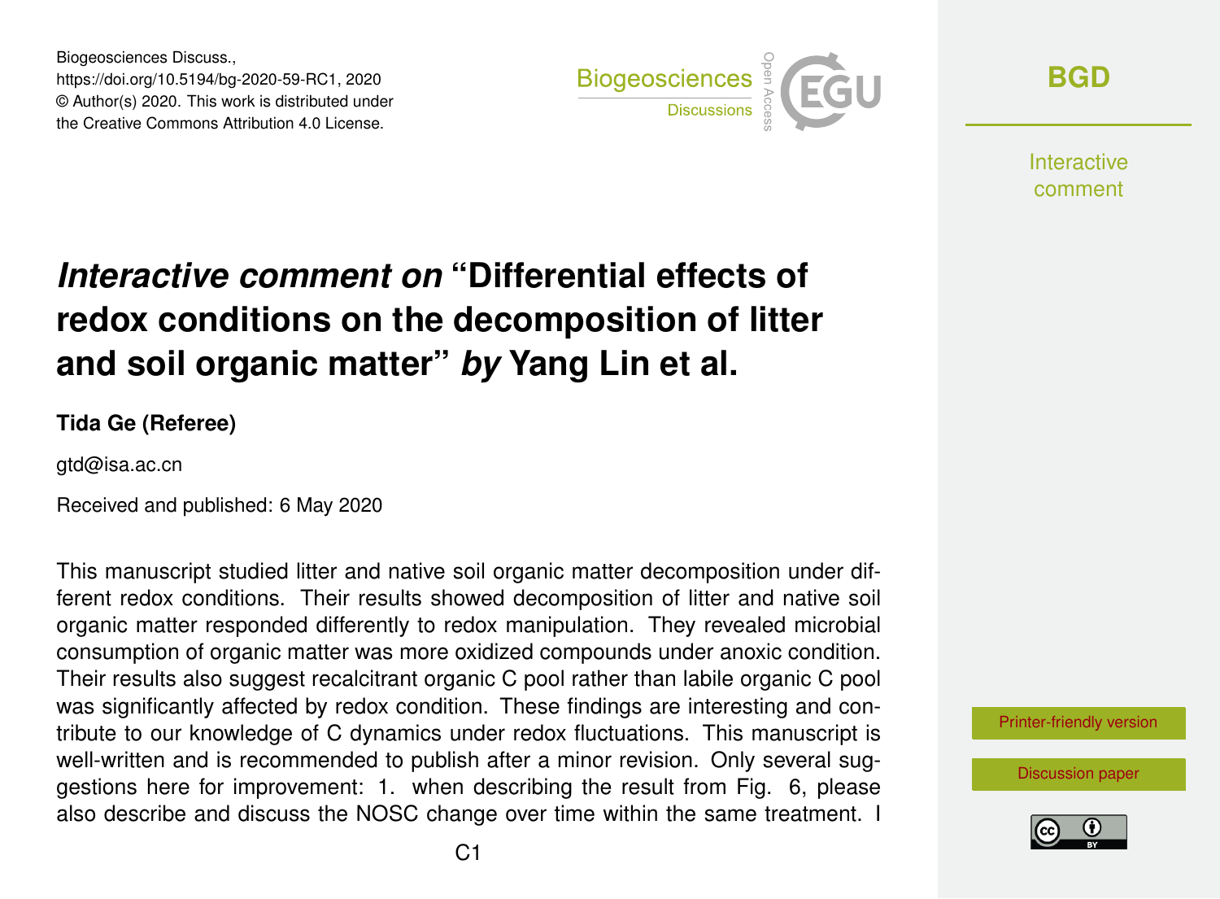Biogeosciences Discuss.,
https://doi.org/10.5194/bg-2020-59-RC1, 2020
© Author(s) 2020. This work is distributed under
the Creative Commons Attribution 4.0 License.

# *Interactive comment on* "Differential effects of redox conditions on the decomposition of litter and soil organic matter" *by* Yang Lin et al.

**Tida Ge (Referee)**

gtd@isa.ac.cn

Received and published: 6 May 2020

This manuscript studied litter and native soil organic matter decomposition under different redox conditions. Their results showed decomposition of litter and native soil organic matter responded differently to redox manipulation. They revealed microbial consumption of organic matter was more oxidized compounds under anoxic condition. Their results also suggest recalcitrant organic C pool rather than labile organic C pool was significantly affected by redox condition. These findings are interesting and contribute to our knowledge of C dynamics under redox fluctuations. This manuscript is well-written and is recommended to publish after a minor revision. Only several suggestions here for improvement: 1. when describing the result from Fig. 6, please also describe and discuss the NOSC change over time within the same treatment. I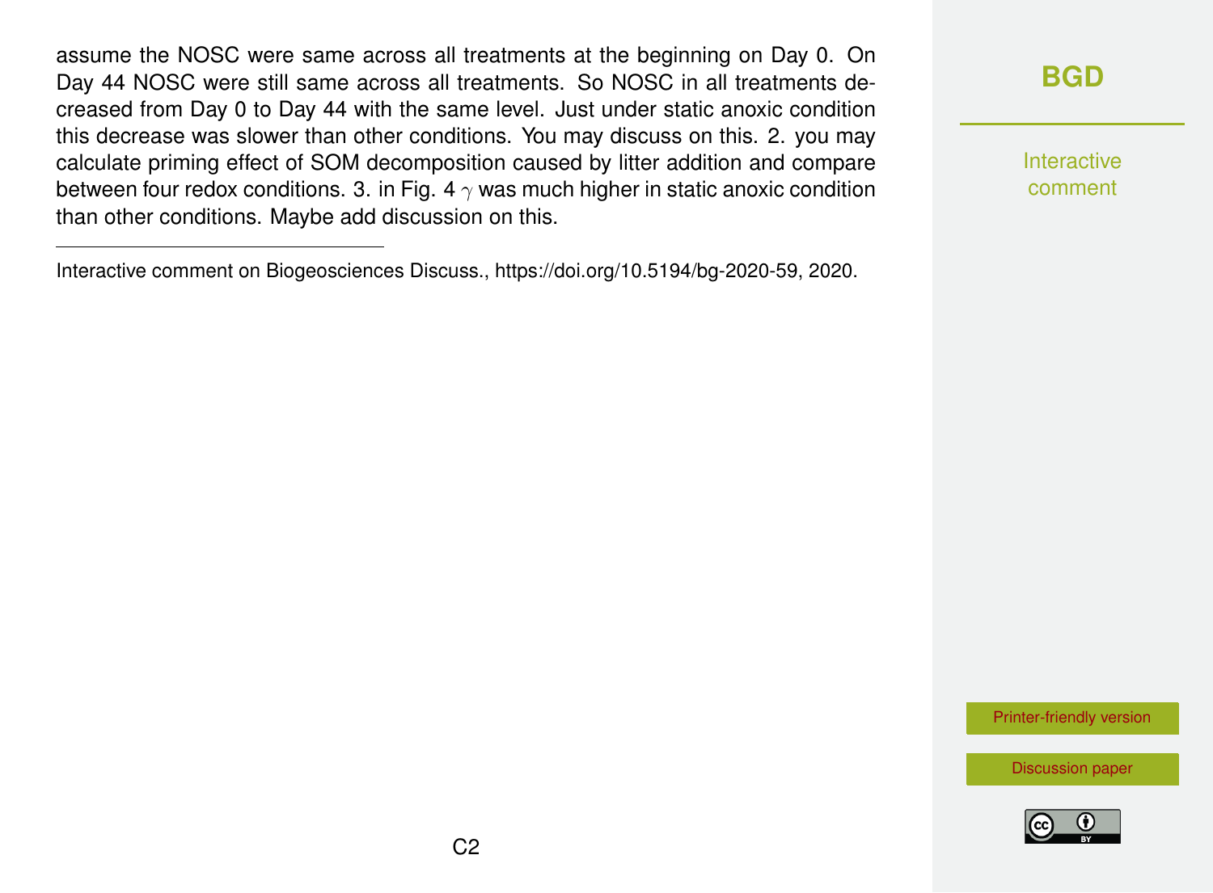assume the NOSC were same across all treatments at the beginning on Day 0. On Day 44 NOSC were still same across all treatments. So NOSC in all treatments decreased from Day 0 to Day 44 with the same level. Just under static anoxic condition this decrease was slower than other conditions. You may discuss on this. 2. you may calculate priming effect of SOM decomposition caused by litter addition and compare between four redox conditions. 3. in Fig. 4 $\gamma$ was much higher in static anoxic condition than other conditions. Maybe add discussion on this.

---

Interactive comment on Biogeosciences Discuss., https://doi.org/10.5194/bg-2020-59, 2020.